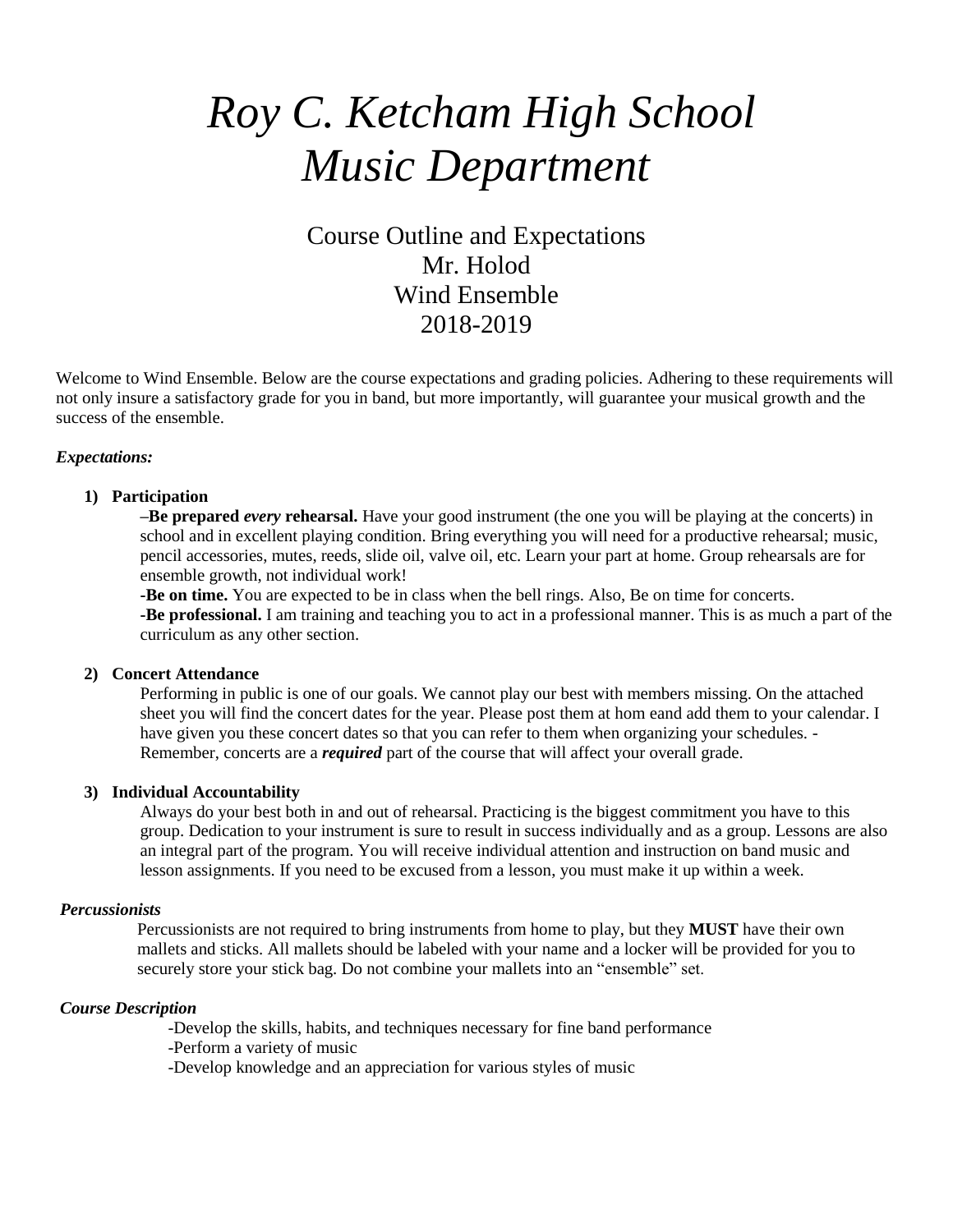# *Roy C. Ketcham High School Music Department*

## Course Outline and Expectations
## Mr. Holod
## Wind Ensemble
## 2018-2019

Welcome to Wind Ensemble. Below are the course expectations and grading policies. Adhering to these requirements will not only insure a satisfactory grade for you in band, but more importantly, will guarantee your musical growth and the success of the ensemble.

***Expectations:***

1) **Participation**

   –**Be prepared *every* rehearsal.** Have your good instrument (the one you will be playing at the concerts) in school and in excellent playing condition. Bring everything you will need for a productive rehearsal; music, pencil accessories, mutes, reeds, slide oil, valve oil, etc. Learn your part at home. Group rehearsals are for ensemble growth, not individual work!

   **-Be on time.** You are expected to be in class when the bell rings. Also, Be on time for concerts.

   **-Be professional.** I am training and teaching you to act in a professional manner. This is as much a part of the curriculum as any other section.

2) **Concert Attendance**

   Performing in public is one of our goals. We cannot play our best with members missing. On the attached sheet you will find the concert dates for the year. Please post them at hom eand add them to your calendar. I have given you these concert dates so that you can refer to them when organizing your schedules. -Remember, concerts are a ***required*** part of the course that will affect your overall grade.

3) **Individual Accountability**

   Always do your best both in and out of rehearsal. Practicing is the biggest commitment you have to this group. Dedication to your instrument is sure to result in success individually and as a group. Lessons are also an integral part of the program. You will receive individual attention and instruction on band music and lesson assignments. If you need to be excused from a lesson, you must make it up within a week.

***Percussionists***

Percussionists are not required to bring instruments from home to play, but they **MUST** have their own mallets and sticks. All mallets should be labeled with your name and a locker will be provided for you to securely store your stick bag. Do not combine your mallets into an "ensemble" set.

***Course Description***

-Develop the skills, habits, and techniques necessary for fine band performance
-Perform a variety of music
-Develop knowledge and an appreciation for various styles of music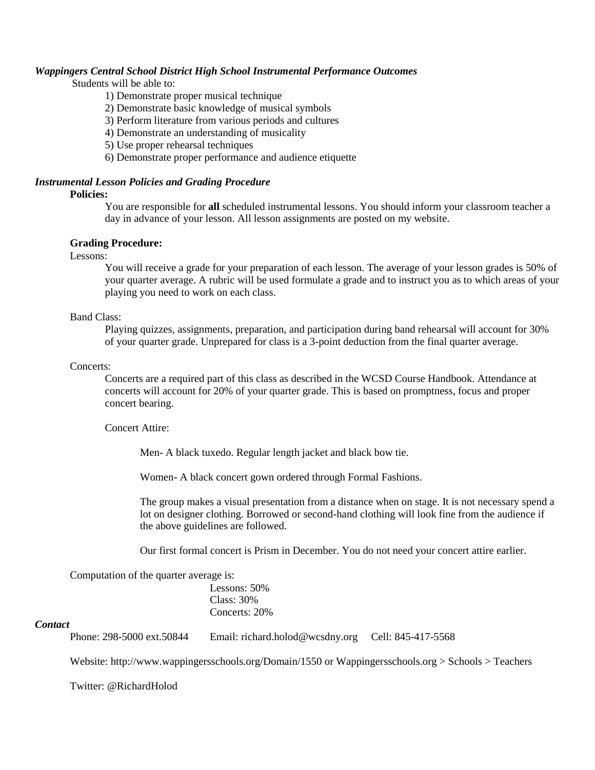***Wappingers Central School District High School Instrumental Performance Outcomes***

Students will be able to:

1) Demonstrate proper musical technique
2) Demonstrate basic knowledge of musical symbols
3) Perform literature from various periods and cultures
4) Demonstrate an understanding of musicality
5) Use proper rehearsal techniques
6) Demonstrate proper performance and audience etiquette

***Instrumental Lesson Policies and Grading Procedure***

**Policies:**

You are responsible for **all** scheduled instrumental lessons. You should inform your classroom teacher a day in advance of your lesson. All lesson assignments are posted on my website.

**Grading Procedure:**

Lessons:

You will receive a grade for your preparation of each lesson. The average of your lesson grades is 50% of your quarter average. A rubric will be used formulate a grade and to instruct you as to which areas of your playing you need to work on each class.

Band Class:

Playing quizzes, assignments, preparation, and participation during band rehearsal will account for 30% of your quarter grade. Unprepared for class is a 3-point deduction from the final quarter average.

Concerts:

Concerts are a required part of this class as described in the WCSD Course Handbook. Attendance at concerts will account for 20% of your quarter grade. This is based on promptness, focus and proper concert bearing.

Concert Attire:

Men- A black tuxedo. Regular length jacket and black bow tie.

Women- A black concert gown ordered through Formal Fashions.

The group makes a visual presentation from a distance when on stage. It is not necessary spend a lot on designer clothing. Borrowed or second-hand clothing will look fine from the audience if the above guidelines are followed.

Our first formal concert is Prism in December. You do not need your concert attire earlier.

Computation of the quarter average is:

Lessons: 50%
Class: 30%
Concerts: 20%

***Contact***

Phone: 298-5000 ext.50844 Email: richard.holod@wcsdny.org Cell: 845-417-5568

Website: http://www.wappingersschools.org/Domain/1550 or Wappingersschools.org > Schools > Teachers

Twitter: @RichardHolod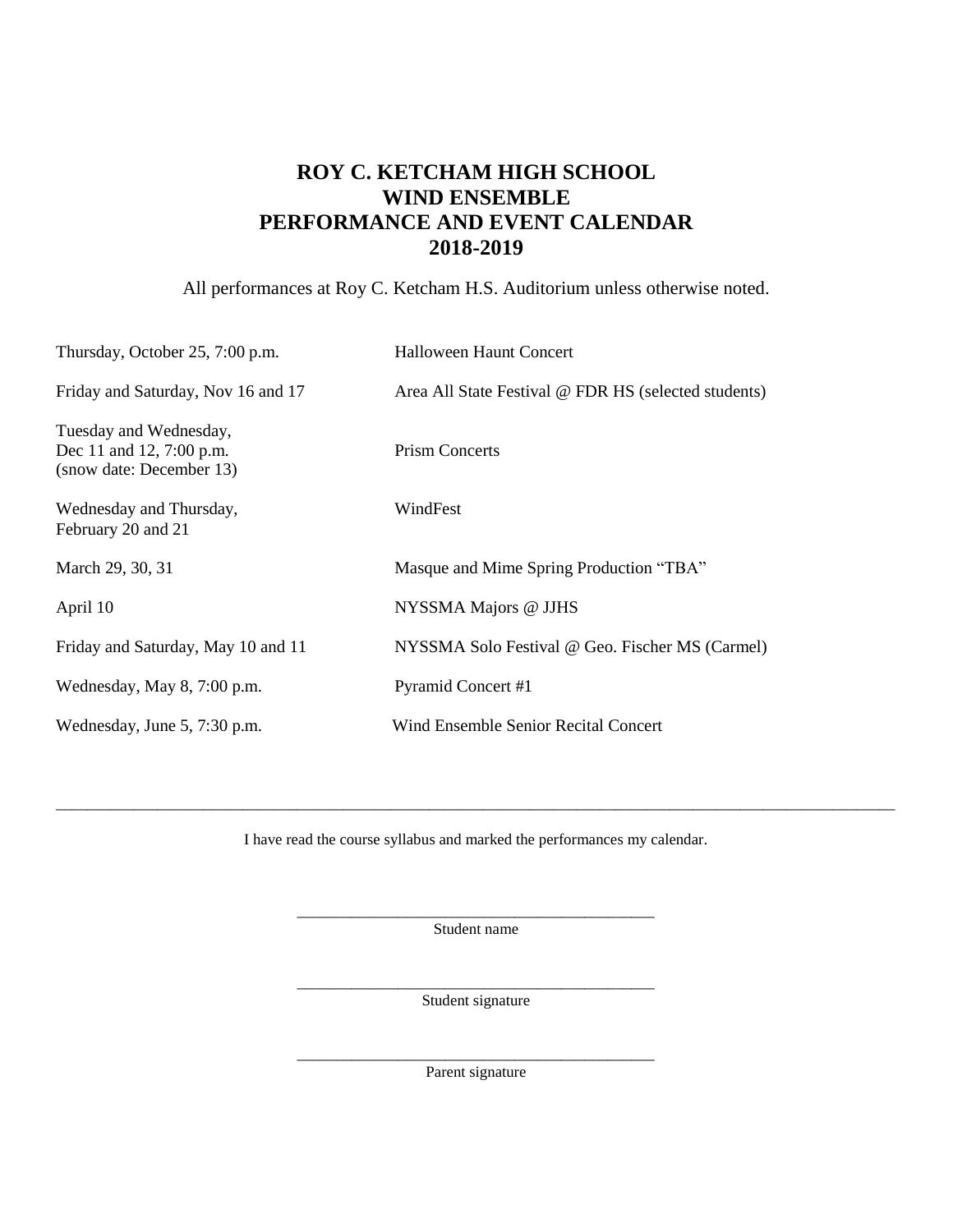# ROY C. KETCHAM HIGH SCHOOL
# WIND ENSEMBLE
# PERFORMANCE AND EVENT CALENDAR
# 2018-2019

All performances at Roy C. Ketcham H.S. Auditorium unless otherwise noted.

| | |
|---|---|
| Thursday, October 25, 7:00 p.m. | Halloween Haunt Concert |
| Friday and Saturday, Nov 16 and 17 | Area All State Festival @ FDR HS (selected students) |
| Tuesday and Wednesday, Dec 11 and 12, 7:00 p.m. (snow date: December 13) | Prism Concerts |
| Wednesday and Thursday, February 20 and 21 | WindFest |
| March 29, 30, 31 | Masque and Mime Spring Production "TBA" |
| April 10 | NYSSMA Majors @ JJHS |
| Friday and Saturday, May 10 and 11 | NYSSMA Solo Festival @ Geo. Fischer MS (Carmel) |
| Wednesday, May 8, 7:00 p.m. | Pyramid Concert #1 |
| Wednesday, June 5, 7:30 p.m. | Wind Ensemble Senior Recital Concert |

---

I have read the course syllabus and marked the performances my calendar.

_____________________________________________
Student name

_____________________________________________
Student signature

_____________________________________________
Parent signature